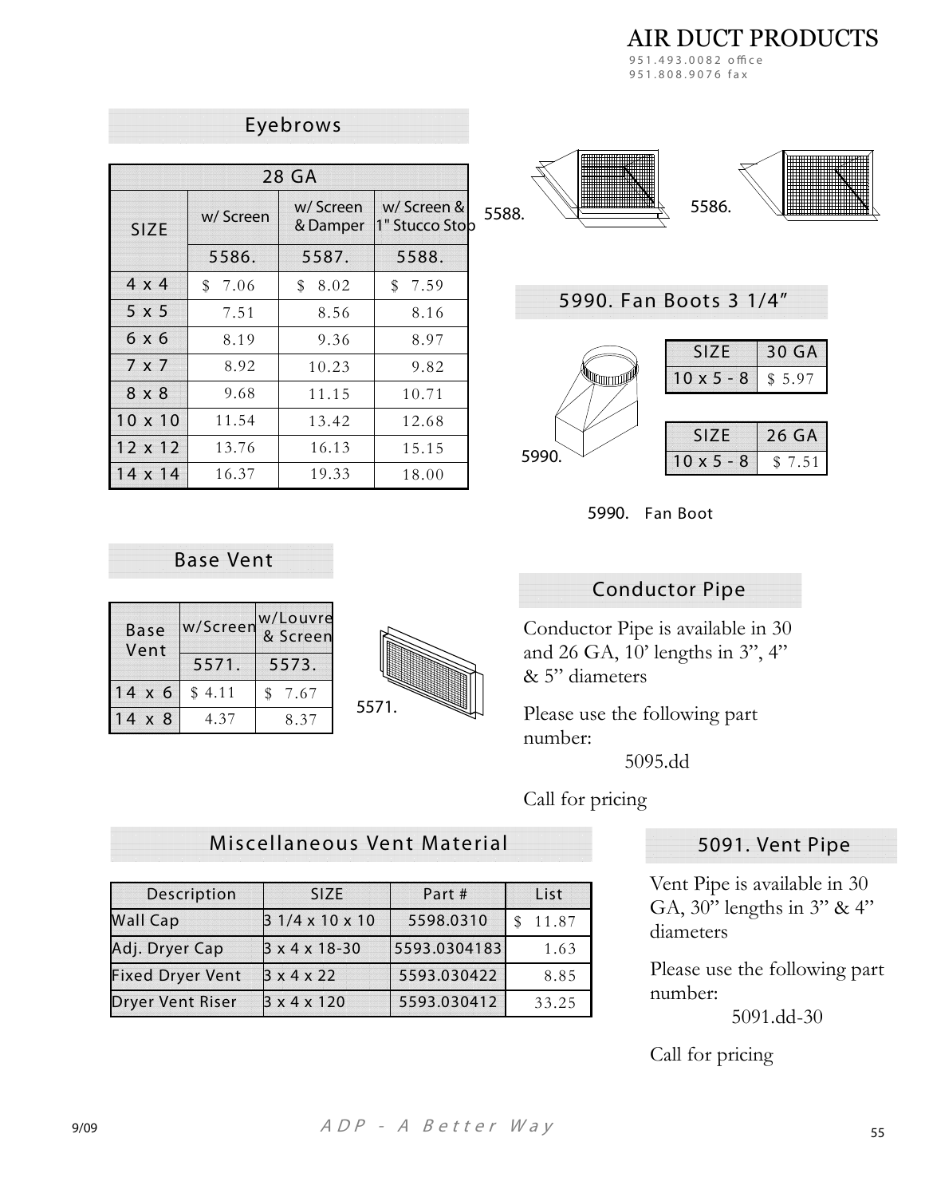# AIR DUCT PRODUCTS

951.493.0082 office
951.808.9076 fax

## Eyebrows

| SIZE | 28 GA | | |
|---|---|---|---|
| | w/ Screen | w/ Screen & Damper | w/ Screen & 1" Stucco Stop |
| | 5586. | 5587. | 5588. |
| 4 x 4 | $ 7.06 | $ 8.02 | $ 7.59 |
| 5 x 5 | 7.51 | 8.56 | 8.16 |
| 6 x 6 | 8.19 | 9.36 | 8.97 |
| 7 x 7 | 8.92 | 10.23 | 9.82 |
| 8 x 8 | 9.68 | 11.15 | 10.71 |
| 10 x 10 | 11.54 | 13.42 | 12.68 |
| 12 x 12 | 13.76 | 16.13 | 15.15 |
| 14 x 14 | 16.37 | 19.33 | 18.00 |

5588. 5586.

## 5990. Fan Boots 3 1/4"

| SIZE | 30 GA |
|---|---|
| 10 x 5 - 8 | $ 5.97 |

| SIZE | 26 GA |
|---|---|
| 10 x 5 - 8 | $ 7.51 |

5990.

5990. Fan Boot

## Base Vent

| Base Vent | w/Screen | w/Louvre & Screen |
|---|---|---|
| | 5571. | 5573. |
| 14 x 6 | $ 4.11 | $ 7.67 |
| 14 x 8 | 4.37 | 8.37 |

5571.

## Conductor Pipe

Conductor Pipe is available in 30 and 26 GA, 10' lengths in 3", 4" & 5" diameters

Please use the following part number:

5095.dd

Call for pricing

## Miscellaneous Vent Material

| Description | SIZE | Part # | List |
|---|---|---|---|
| Wall Cap | 3 1/4 x 10 x 10 | 5598.0310 | $ 11.87 |
| Adj. Dryer Cap | 3 x 4 x 18-30 | 5593.0304183 | 1.63 |
| Fixed Dryer Vent | 3 x 4 x 22 | 5593.030422 | 8.85 |
| Dryer Vent Riser | 3 x 4 x 120 | 5593.030412 | 33.25 |

## 5091. Vent Pipe

Vent Pipe is available in 30 GA, 30" lengths in 3" & 4" diameters

Please use the following part number:

5091.dd-30

Call for pricing

9/09

*ADP - A Better Way*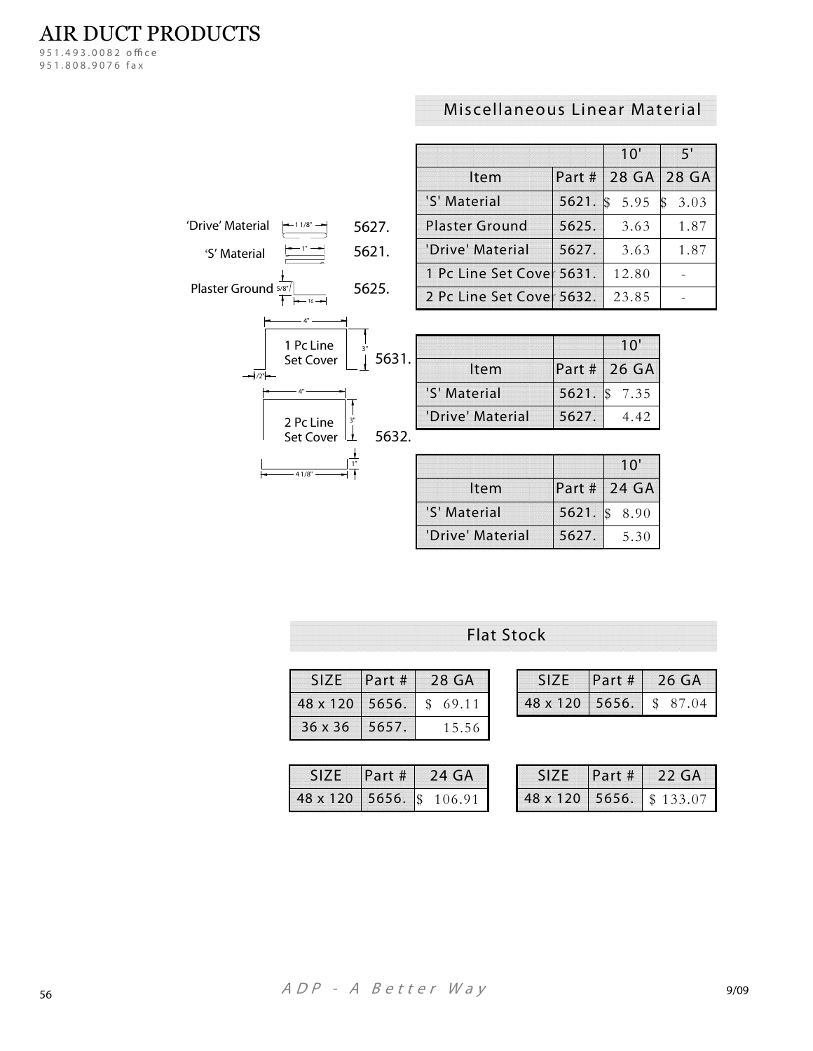AIR DUCT PRODUCTS
951.493.0082 office
951.808.9076 fax

## Miscellaneous Linear Material

'Drive' Material — 1 1/8" — 5627.

'S' Material — 1" — 5621.

Plaster Ground — 5/8" — 16 — 5625.

1 Pc Line Set Cover — 4" — 3" — 1/2" — 5631.

2 Pc Line Set Cover — 4" — 3" — 1" — 4 1/8" — 5632.

| | | 10' | 5' |
|---|---|---|---|
| Item | Part # | 28 GA | 28 GA |
| 'S' Material | 5621. | $ 5.95 | $ 3.03 |
| Plaster Ground | 5625. | 3.63 | 1.87 |
| 'Drive' Material | 5627. | 3.63 | 1.87 |
| 1 Pc Line Set Cover | 5631. | 12.80 | - |
| 2 Pc Line Set Cover | 5632. | 23.85 | - |

| | | 10' |
|---|---|---|
| Item | Part # | 26 GA |
| 'S' Material | 5621. | $ 7.35 |
| 'Drive' Material | 5627. | 4.42 |

| | | 10' |
|---|---|---|
| Item | Part # | 24 GA |
| 'S' Material | 5621. | $ 8.90 |
| 'Drive' Material | 5627. | 5.30 |

## Flat Stock

| SIZE | Part # | 28 GA |
|---|---|---|
| 48 x 120 | 5656. | $ 69.11 |
| 36 x 36 | 5657. | 15.56 |

| SIZE | Part # | 26 GA |
|---|---|---|
| 48 x 120 | 5656. | $ 87.04 |

| SIZE | Part # | 24 GA |
|---|---|---|
| 48 x 120 | 5656. | $ 106.91 |

| SIZE | Part # | 22 GA |
|---|---|---|
| 48 x 120 | 5656. | $ 133.07 |

*ADP - A Better Way*

9/09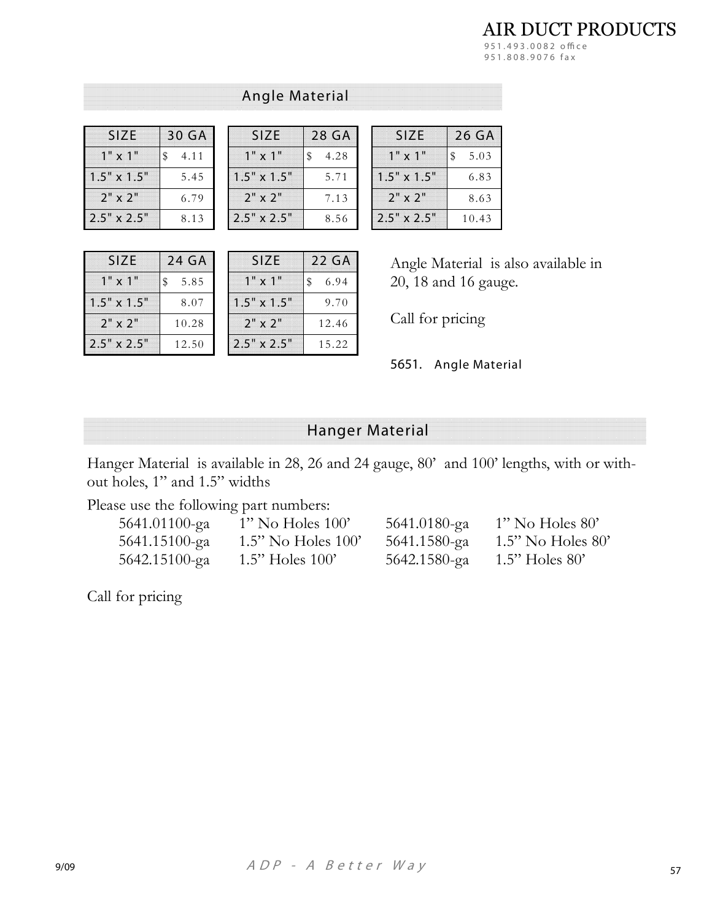## Angle Material

| SIZE | 30 GA |
|---|---|
| 1" x 1" | $ 4.11 |
| 1.5" x 1.5" | 5.45 |
| 2" x 2" | 6.79 |
| 2.5" x 2.5" | 8.13 |

| SIZE | 28 GA |
|---|---|
| 1" x 1" | $ 4.28 |
| 1.5" x 1.5" | 5.71 |
| 2" x 2" | 7.13 |
| 2.5" x 2.5" | 8.56 |

| SIZE | 26 GA |
|---|---|
| 1" x 1" | $ 5.03 |
| 1.5" x 1.5" | 6.83 |
| 2" x 2" | 8.63 |
| 2.5" x 2.5" | 10.43 |

| SIZE | 24 GA |
|---|---|
| 1" x 1" | $ 5.85 |
| 1.5" x 1.5" | 8.07 |
| 2" x 2" | 10.28 |
| 2.5" x 2.5" | 12.50 |

| SIZE | 22 GA |
|---|---|
| 1" x 1" | $ 6.94 |
| 1.5" x 1.5" | 9.70 |
| 2" x 2" | 12.46 |
| 2.5" x 2.5" | 15.22 |

Angle Material is also available in 20, 18 and 16 gauge.

Call for pricing

5651. Angle Material

## Hanger Material

Hanger Material is available in 28, 26 and 24 gauge, 80' and 100' lengths, with or without holes, 1" and 1.5" widths

Please use the following part numbers:

| | | | |
|---|---|---|---|
| 5641.01100-ga | 1" No Holes 100' | 5641.0180-ga | 1" No Holes 80' |
| 5641.15100-ga | 1.5" No Holes 100' | 5641.1580-ga | 1.5" No Holes 80' |
| 5642.15100-ga | 1.5" Holes 100' | 5642.1580-ga | 1.5" Holes 80' |

Call for pricing